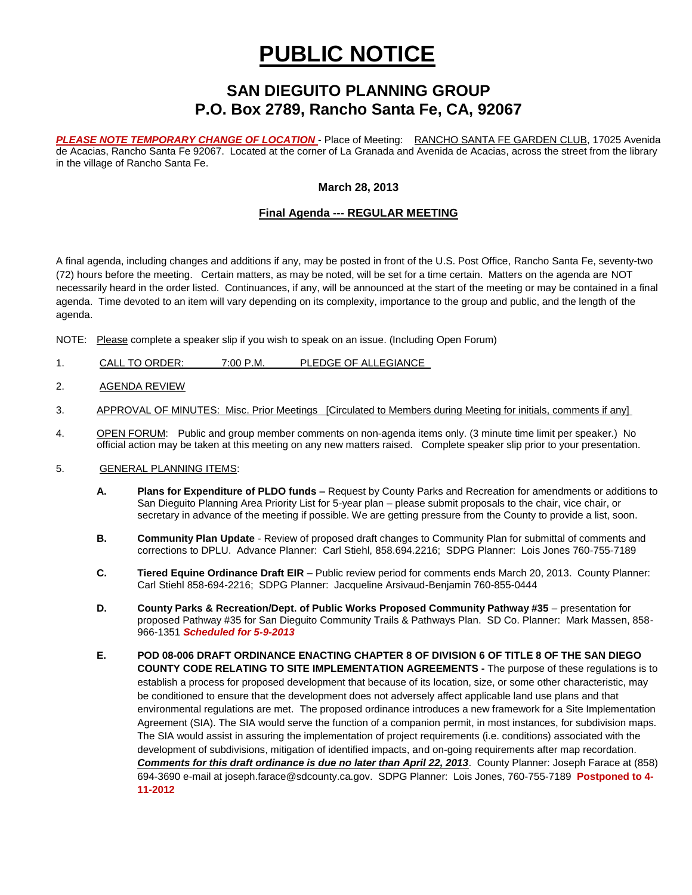# PUBLIC NOTICE

## SAN DIEGUITO PLANNING GROUP
## P.O. Box 2789, Rancho Santa Fe, CA, 92067

***PLEASE NOTE TEMPORARY CHANGE OF LOCATION*** - Place of Meeting: RANCHO SANTA FE GARDEN CLUB, 17025 Avenida de Acacias, Rancho Santa Fe 92067. Located at the corner of La Granada and Avenida de Acacias, across the street from the library in the village of Rancho Santa Fe.

**March 28, 2013**

**Final Agenda --- REGULAR MEETING**

A final agenda, including changes and additions if any, may be posted in front of the U.S. Post Office, Rancho Santa Fe, seventy-two (72) hours before the meeting. Certain matters, as may be noted, will be set for a time certain. Matters on the agenda are NOT necessarily heard in the order listed. Continuances, if any, will be announced at the start of the meeting or may be contained in a final agenda. Time devoted to an item will vary depending on its complexity, importance to the group and public, and the length of the agenda.

NOTE: Please complete a speaker slip if you wish to speak on an issue. (Including Open Forum)

1. CALL TO ORDER: 7:00 P.M. PLEDGE OF ALLEGIANCE

2. AGENDA REVIEW

3. APPROVAL OF MINUTES: Misc. Prior Meetings [Circulated to Members during Meeting for initials, comments if any]

4. OPEN FORUM: Public and group member comments on non-agenda items only. (3 minute time limit per speaker.) No official action may be taken at this meeting on any new matters raised. Complete speaker slip prior to your presentation.

5. GENERAL PLANNING ITEMS:

   **A.** **Plans for Expenditure of PLDO funds –** Request by County Parks and Recreation for amendments or additions to San Dieguito Planning Area Priority List for 5-year plan – please submit proposals to the chair, vice chair, or secretary in advance of the meeting if possible. We are getting pressure from the County to provide a list, soon.

   **B.** **Community Plan Update** - Review of proposed draft changes to Community Plan for submittal of comments and corrections to DPLU. Advance Planner: Carl Stiehl, 858.694.2216; SDPG Planner: Lois Jones 760-755-7189

   **C.** **Tiered Equine Ordinance Draft EIR** – Public review period for comments ends March 20, 2013. County Planner: Carl Stiehl 858-694-2216; SDPG Planner: Jacqueline Arsivaud-Benjamin 760-855-0444

   **D.** **County Parks & Recreation/Dept. of Public Works Proposed Community Pathway #35** – presentation for proposed Pathway #35 for San Dieguito Community Trails & Pathways Plan. SD Co. Planner: Mark Massen, 858-966-1351 ***Scheduled for 5-9-2013***

   **E.** **POD 08-006 DRAFT ORDINANCE ENACTING CHAPTER 8 OF DIVISION 6 OF TITLE 8 OF THE SAN DIEGO COUNTY CODE RELATING TO SITE IMPLEMENTATION AGREEMENTS -** The purpose of these regulations is to establish a process for proposed development that because of its location, size, or some other characteristic, may be conditioned to ensure that the development does not adversely affect applicable land use plans and that environmental regulations are met. The proposed ordinance introduces a new framework for a Site Implementation Agreement (SIA). The SIA would serve the function of a companion permit, in most instances, for subdivision maps. The SIA would assist in assuring the implementation of project requirements (i.e. conditions) associated with the development of subdivisions, mitigation of identified impacts, and on-going requirements after map recordation. ***Comments for this draft ordinance is due no later than April 22, 2013***. County Planner: Joseph Farace at (858) 694-3690 e-mail at joseph.farace@sdcounty.ca.gov. SDPG Planner: Lois Jones, 760-755-7189 **Postponed to 4-11-2012**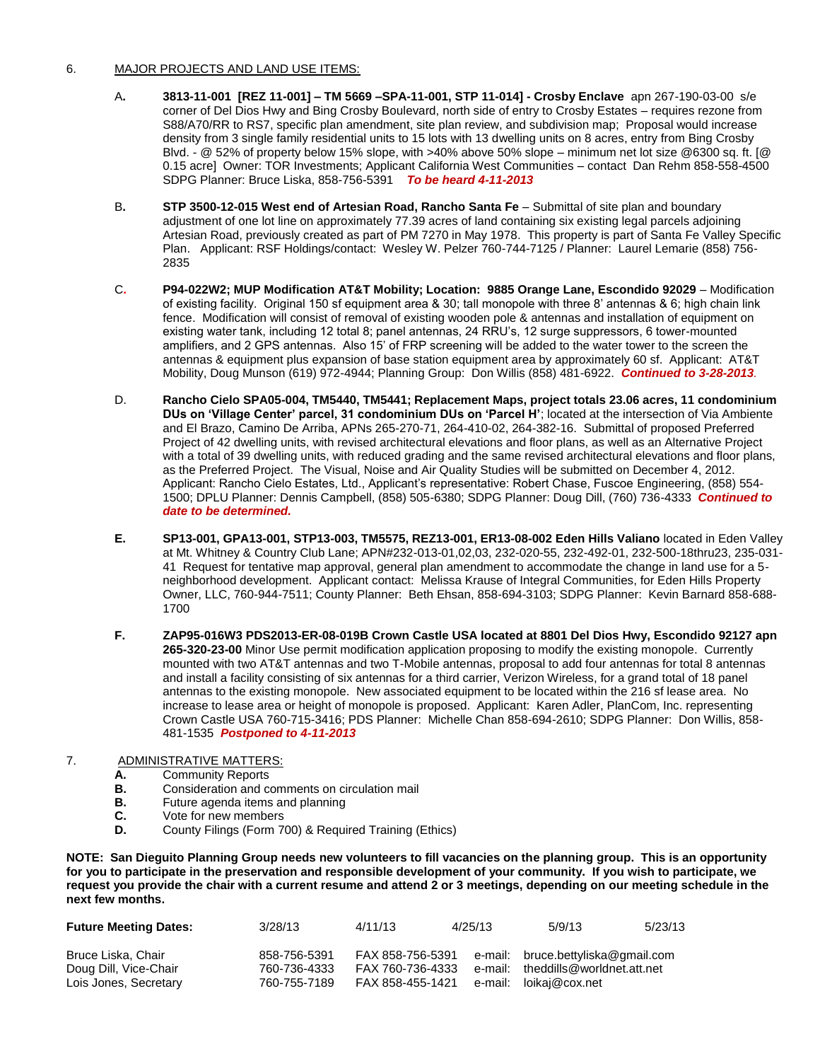6. MAJOR PROJECTS AND LAND USE ITEMS:

   A. **3813-11-001 [REZ 11-001] – TM 5669 –SPA-11-001, STP 11-014] - Crosby Enclave** apn 267-190-03-00 s/e corner of Del Dios Hwy and Bing Crosby Boulevard, north side of entry to Crosby Estates – requires rezone from S88/A70/RR to RS7, specific plan amendment, site plan review, and subdivision map; Proposal would increase density from 3 single family residential units to 15 lots with 13 dwelling units on 8 acres, entry from Bing Crosby Blvd. - @ 52% of property below 15% slope, with >40% above 50% slope – minimum net lot size @6300 sq. ft. [@ 0.15 acre] Owner: TOR Investments; Applicant California West Communities – contact Dan Rehm 858-558-4500 SDPG Planner: Bruce Liska, 858-756-5391 ***To be heard 4-11-2013***

   B. **STP 3500-12-015 West end of Artesian Road, Rancho Santa Fe** – Submittal of site plan and boundary adjustment of one lot line on approximately 77.39 acres of land containing six existing legal parcels adjoining Artesian Road, previously created as part of PM 7270 in May 1978. This property is part of Santa Fe Valley Specific Plan. Applicant: RSF Holdings/contact: Wesley W. Pelzer 760-744-7125 / Planner: Laurel Lemarie (858) 756-2835

   C. **P94-022W2; MUP Modification AT&T Mobility; Location: 9885 Orange Lane, Escondido 92029** – Modification of existing facility. Original 150 sf equipment area & 30; tall monopole with three 8' antennas & 6; high chain link fence. Modification will consist of removal of existing wooden pole & antennas and installation of equipment on existing water tank, including 12 total 8; panel antennas, 24 RRU's, 12 surge suppressors, 6 tower-mounted amplifiers, and 2 GPS antennas. Also 15' of FRP screening will be added to the water tower to the screen the antennas & equipment plus expansion of base station equipment area by approximately 60 sf. Applicant: AT&T Mobility, Doug Munson (619) 972-4944; Planning Group: Don Willis (858) 481-6922. ***Continued to 3-28-2013***.

   D. **Rancho Cielo SPA05-004, TM5440, TM5441; Replacement Maps, project totals 23.06 acres, 11 condominium DUs on 'Village Center' parcel, 31 condominium DUs on 'Parcel H'**; located at the intersection of Via Ambiente and El Brazo, Camino De Arriba, APNs 265-270-71, 264-410-02, 264-382-16. Submittal of proposed Preferred Project of 42 dwelling units, with revised architectural elevations and floor plans, as well as an Alternative Project with a total of 39 dwelling units, with reduced grading and the same revised architectural elevations and floor plans, as the Preferred Project. The Visual, Noise and Air Quality Studies will be submitted on December 4, 2012. Applicant: Rancho Cielo Estates, Ltd., Applicant's representative: Robert Chase, Fuscoe Engineering, (858) 554-1500; DPLU Planner: Dennis Campbell, (858) 505-6380; SDPG Planner: Doug Dill, (760) 736-4333 ***Continued to date to be determined.***

   **E.** **SP13-001, GPA13-001, STP13-003, TM5575, REZ13-001, ER13-08-002 Eden Hills Valiano** located in Eden Valley at Mt. Whitney & Country Club Lane; APN#232-013-01,02,03, 232-020-55, 232-492-01, 232-500-18thru23, 235-031-41 Request for tentative map approval, general plan amendment to accommodate the change in land use for a 5-neighborhood development. Applicant contact: Melissa Krause of Integral Communities, for Eden Hills Property Owner, LLC, 760-944-7511; County Planner: Beth Ehsan, 858-694-3103; SDPG Planner: Kevin Barnard 858-688-1700

   **F.** **ZAP95-016W3 PDS2013-ER-08-019B Crown Castle USA located at 8801 Del Dios Hwy, Escondido 92127 apn 265-320-23-00** Minor Use permit modification application proposing to modify the existing monopole. Currently mounted with two AT&T antennas and two T-Mobile antennas, proposal to add four antennas for total 8 antennas and install a facility consisting of six antennas for a third carrier, Verizon Wireless, for a grand total of 18 panel antennas to the existing monopole. New associated equipment to be located within the 216 sf lease area. No increase to lease area or height of monopole is proposed. Applicant: Karen Adler, PlanCom, Inc. representing Crown Castle USA 760-715-3416; PDS Planner: Michelle Chan 858-694-2610; SDPG Planner: Don Willis, 858-481-1535 ***Postponed to 4-11-2013***

7. ADMINISTRATIVE MATTERS:
   **A.** Community Reports
   **B.** Consideration and comments on circulation mail
   **B.** Future agenda items and planning
   **C.** Vote for new members
   **D.** County Filings (Form 700) & Required Training (Ethics)

**NOTE: San Dieguito Planning Group needs new volunteers to fill vacancies on the planning group. This is an opportunity for you to participate in the preservation and responsible development of your community. If you wish to participate, we request you provide the chair with a current resume and attend 2 or 3 meetings, depending on our meeting schedule in the next few months.**

| **Future Meeting Dates:** | 3/28/13 | 4/11/13 | 4/25/13 | 5/9/13 | 5/23/13 |
|---|---|---|---|---|---|

| | | | |
|---|---|---|---|
| Bruce Liska, Chair | 858-756-5391 | FAX 858-756-5391 | e-mail: bruce.bettyliska@gmail.com |
| Doug Dill, Vice-Chair | 760-736-4333 | FAX 760-736-4333 | e-mail: theddills@worldnet.att.net |
| Lois Jones, Secretary | 760-755-7189 | FAX 858-455-1421 | e-mail: loikaj@cox.net |